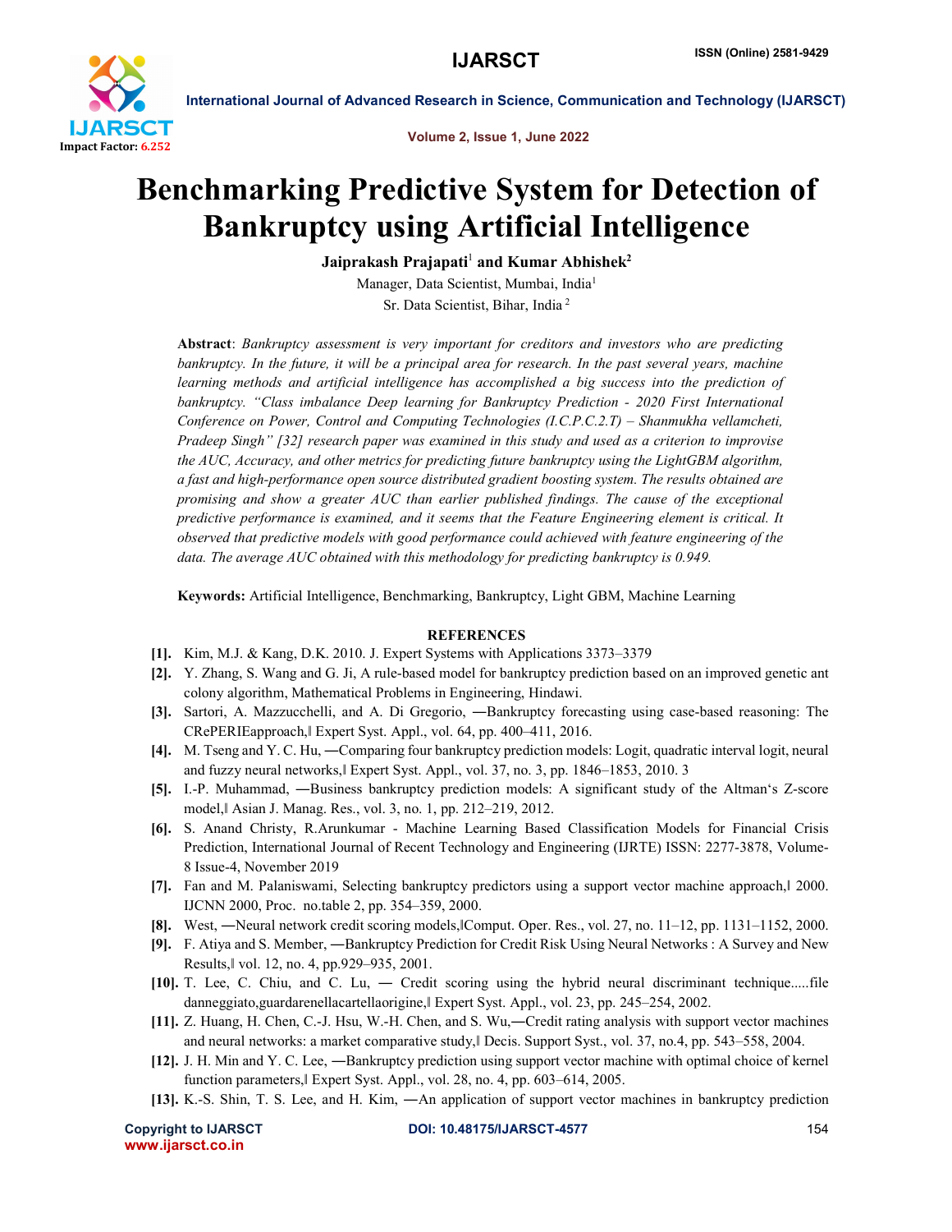# Benchmarking Predictive System for Detection of Bankruptcy using Artificial Intelligence

**Jaiprakash Prajapati[1] and Kumar Abhishek[2]**

Manager, Data Scientist, Mumbai, India[1]

Sr. Data Scientist, Bihar, India [2]

**Abstract**: *Bankruptcy assessment is very important for creditors and investors who are predicting bankruptcy. In the future, it will be a principal area for research. In the past several years, machine learning methods and artificial intelligence has accomplished a big success into the prediction of bankruptcy. "Class imbalance Deep learning for Bankruptcy Prediction - 2020 First International Conference on Power, Control and Computing Technologies (I.C.P.C.2.T) – Shanmukha vellamcheti, Pradeep Singh" [32] research paper was examined in this study and used as a criterion to improvise the AUC, Accuracy, and other metrics for predicting future bankruptcy using the LightGBM algorithm, a fast and high-performance open source distributed gradient boosting system. The results obtained are promising and show a greater AUC than earlier published findings. The cause of the exceptional predictive performance is examined, and it seems that the Feature Engineering element is critical. It observed that predictive models with good performance could achieved with feature engineering of the data. The average AUC obtained with this methodology for predicting bankruptcy is 0.949.*

**Keywords:** Artificial Intelligence, Benchmarking, Bankruptcy, Light GBM, Machine Learning

## REFERENCES

- **[1].** Kim, M.J. & Kang, D.K. 2010. J. Expert Systems with Applications 3373–3379
- **[2].** Y. Zhang, S. Wang and G. Ji, A rule-based model for bankruptcy prediction based on an improved genetic ant colony algorithm, Mathematical Problems in Engineering, Hindawi.
- **[3].** Sartori, A. Mazzucchelli, and A. Di Gregorio, ―Bankruptcy forecasting using case-based reasoning: The CRePERIEapproach,‖ Expert Syst. Appl., vol. 64, pp. 400–411, 2016.
- **[4].** M. Tseng and Y. C. Hu, ―Comparing four bankruptcy prediction models: Logit, quadratic interval logit, neural and fuzzy neural networks,‖ Expert Syst. Appl., vol. 37, no. 3, pp. 1846–1853, 2010. 3
- **[5].** I.-P. Muhammad, ―Business bankruptcy prediction models: A significant study of the Altman's Z-score model,‖ Asian J. Manag. Res., vol. 3, no. 1, pp. 212–219, 2012.
- **[6].** S. Anand Christy, R.Arunkumar - Machine Learning Based Classification Models for Financial Crisis Prediction, International Journal of Recent Technology and Engineering (IJRTE) ISSN: 2277-3878, Volume-8 Issue-4, November 2019
- **[7].** Fan and M. Palaniswami, Selecting bankruptcy predictors using a support vector machine approach,‖ 2000. IJCNN 2000, Proc. no.table 2, pp. 354–359, 2000.
- **[8].** West, ―Neural network credit scoring models,‖Comput. Oper. Res., vol. 27, no. 11–12, pp. 1131–1152, 2000.
- **[9].** F. Atiya and S. Member, ―Bankruptcy Prediction for Credit Risk Using Neural Networks : A Survey and New Results,‖ vol. 12, no. 4, pp.929–935, 2001.
- **[10].** T. Lee, C. Chiu, and C. Lu, ― Credit scoring using the hybrid neural discriminant technique.....file danneggiato,guardarenellacartellaorigine,‖ Expert Syst. Appl., vol. 23, pp. 245–254, 2002.
- **[11].** Z. Huang, H. Chen, C.-J. Hsu, W.-H. Chen, and S. Wu,―Credit rating analysis with support vector machines and neural networks: a market comparative study,‖ Decis. Support Syst., vol. 37, no.4, pp. 543–558, 2004.
- **[12].** J. H. Min and Y. C. Lee, ―Bankruptcy prediction using support vector machine with optimal choice of kernel function parameters,‖ Expert Syst. Appl., vol. 28, no. 4, pp. 603–614, 2005.
- **[13].** K.-S. Shin, T. S. Lee, and H. Kim, ―An application of support vector machines in bankruptcy prediction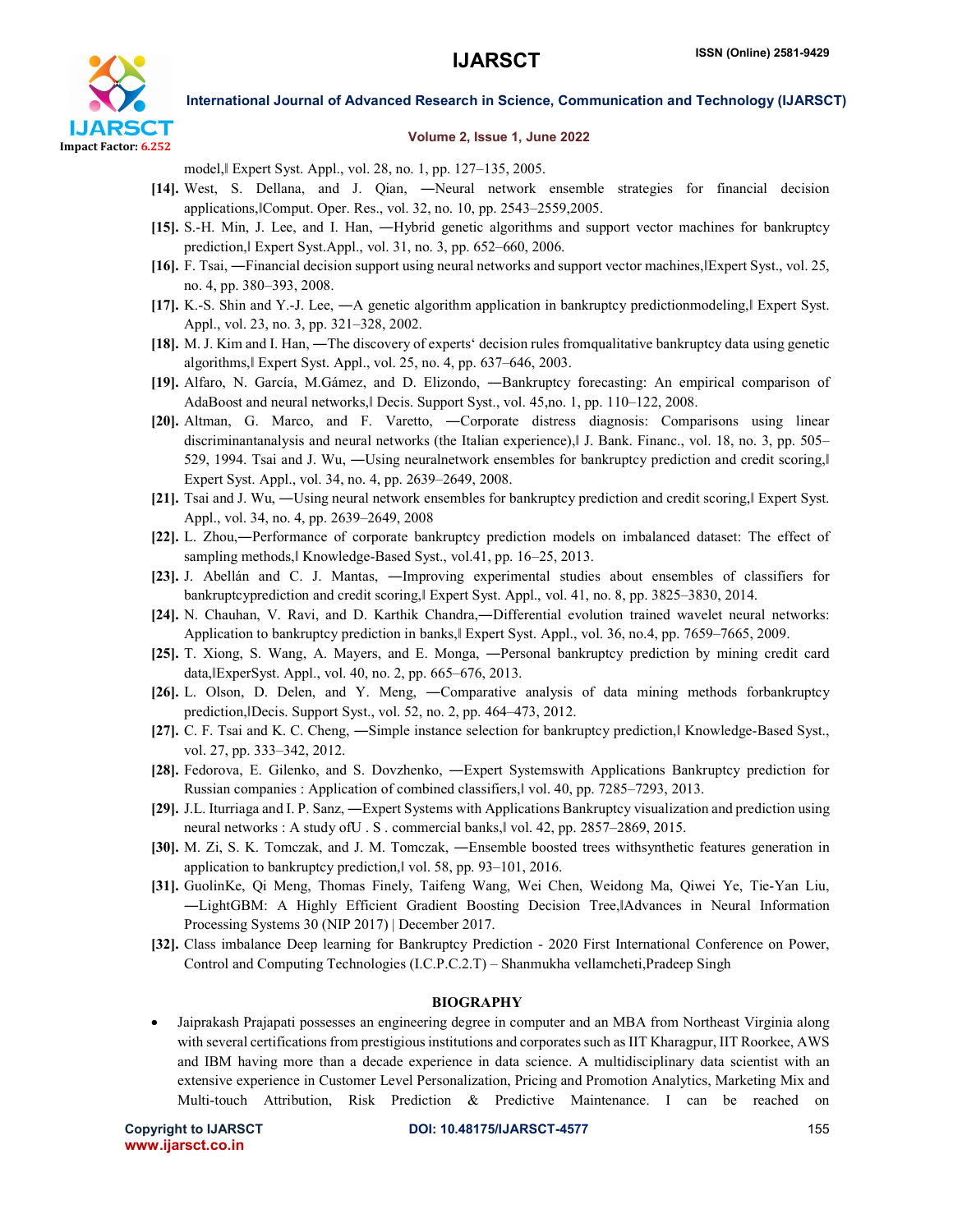model,‖ Expert Syst. Appl., vol. 28, no. 1, pp. 127–135, 2005.

**[14].** West, S. Dellana, and J. Qian, ―Neural network ensemble strategies for financial decision applications,‖Comput. Oper. Res., vol. 32, no. 10, pp. 2543–2559,2005.

**[15].** S.-H. Min, J. Lee, and I. Han, ―Hybrid genetic algorithms and support vector machines for bankruptcy prediction,‖ Expert Syst.Appl., vol. 31, no. 3, pp. 652–660, 2006.

**[16].** F. Tsai, ―Financial decision support using neural networks and support vector machines,‖Expert Syst., vol. 25, no. 4, pp. 380–393, 2008.

**[17].** K.-S. Shin and Y.-J. Lee, ―A genetic algorithm application in bankruptcy predictionmodeling,‖ Expert Syst. Appl., vol. 23, no. 3, pp. 321–328, 2002.

**[18].** M. J. Kim and I. Han, ―The discovery of experts' decision rules fromqualitative bankruptcy data using genetic algorithms,‖ Expert Syst. Appl., vol. 25, no. 4, pp. 637–646, 2003.

**[19].** Alfaro, N. García, M.Gámez, and D. Elizondo, ―Bankruptcy forecasting: An empirical comparison of AdaBoost and neural networks,‖ Decis. Support Syst., vol. 45,no. 1, pp. 110–122, 2008.

**[20].** Altman, G. Marco, and F. Varetto, ―Corporate distress diagnosis: Comparisons using linear discriminantanalysis and neural networks (the Italian experience),‖ J. Bank. Financ., vol. 18, no. 3, pp. 505–529, 1994. Tsai and J. Wu, ―Using neuralnetwork ensembles for bankruptcy prediction and credit scoring,‖ Expert Syst. Appl., vol. 34, no. 4, pp. 2639–2649, 2008.

**[21].** Tsai and J. Wu, ―Using neural network ensembles for bankruptcy prediction and credit scoring,‖ Expert Syst. Appl., vol. 34, no. 4, pp. 2639–2649, 2008

**[22].** L. Zhou,―Performance of corporate bankruptcy prediction models on imbalanced dataset: The effect of sampling methods,‖ Knowledge-Based Syst., vol.41, pp. 16–25, 2013.

**[23].** J. Abellán and C. J. Mantas, ―Improving experimental studies about ensembles of classifiers for bankruptcyprediction and credit scoring,‖ Expert Syst. Appl., vol. 41, no. 8, pp. 3825–3830, 2014.

**[24].** N. Chauhan, V. Ravi, and D. Karthik Chandra,―Differential evolution trained wavelet neural networks: Application to bankruptcy prediction in banks,‖ Expert Syst. Appl., vol. 36, no.4, pp. 7659–7665, 2009.

**[25].** T. Xiong, S. Wang, A. Mayers, and E. Monga, ―Personal bankruptcy prediction by mining credit card data,‖ExperSyst. Appl., vol. 40, no. 2, pp. 665–676, 2013.

**[26].** L. Olson, D. Delen, and Y. Meng, ―Comparative analysis of data mining methods forbankruptcy prediction,‖Decis. Support Syst., vol. 52, no. 2, pp. 464–473, 2012.

**[27].** C. F. Tsai and K. C. Cheng, ―Simple instance selection for bankruptcy prediction,‖ Knowledge-Based Syst., vol. 27, pp. 333–342, 2012.

**[28].** Fedorova, E. Gilenko, and S. Dovzhenko, ―Expert Systemswith Applications Bankruptcy prediction for Russian companies : Application of combined classifiers,‖ vol. 40, pp. 7285–7293, 2013.

**[29].** J.L. Iturriaga and I. P. Sanz, ―Expert Systems with Applications Bankruptcy visualization and prediction using neural networks : A study ofU . S . commercial banks,‖ vol. 42, pp. 2857–2869, 2015.

**[30].** M. Zi, S. K. Tomczak, and J. M. Tomczak, ―Ensemble boosted trees withsynthetic features generation in application to bankruptcy prediction,‖ vol. 58, pp. 93–101, 2016.

**[31].** GuolinKe, Qi Meng, Thomas Finely, Taifeng Wang, Wei Chen, Weidong Ma, Qiwei Ye, Tie-Yan Liu, ―LightGBM: A Highly Efficient Gradient Boosting Decision Tree,‖Advances in Neural Information Processing Systems 30 (NIP 2017) | December 2017.

**[32].** Class imbalance Deep learning for Bankruptcy Prediction - 2020 First International Conference on Power, Control and Computing Technologies (I.C.P.C.2.T) – Shanmukha vellamcheti,Pradeep Singh

## BIOGRAPHY

- Jaiprakash Prajapati possesses an engineering degree in computer and an MBA from Northeast Virginia along with several certifications from prestigious institutions and corporates such as IIT Kharagpur, IIT Roorkee, AWS and IBM having more than a decade experience in data science. A multidisciplinary data scientist with an extensive experience in Customer Level Personalization, Pricing and Promotion Analytics, Marketing Mix and Multi-touch Attribution, Risk Prediction & Predictive Maintenance. I can be reached on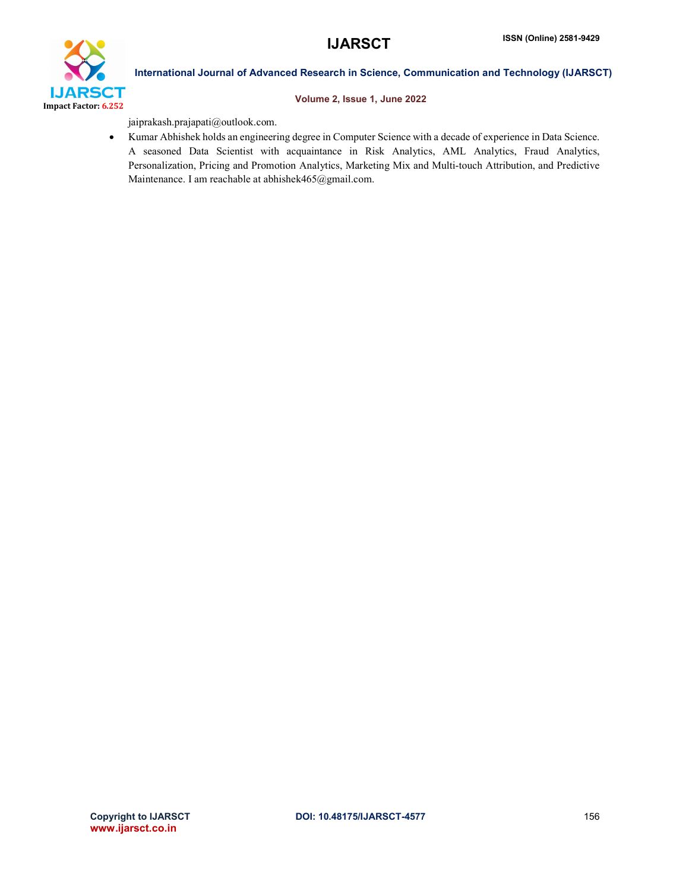jaiprakash.prajapati@outlook.com.

- Kumar Abhishek holds an engineering degree in Computer Science with a decade of experience in Data Science. A seasoned Data Scientist with acquaintance in Risk Analytics, AML Analytics, Fraud Analytics, Personalization, Pricing and Promotion Analytics, Marketing Mix and Multi-touch Attribution, and Predictive Maintenance. I am reachable at abhishek465@gmail.com.